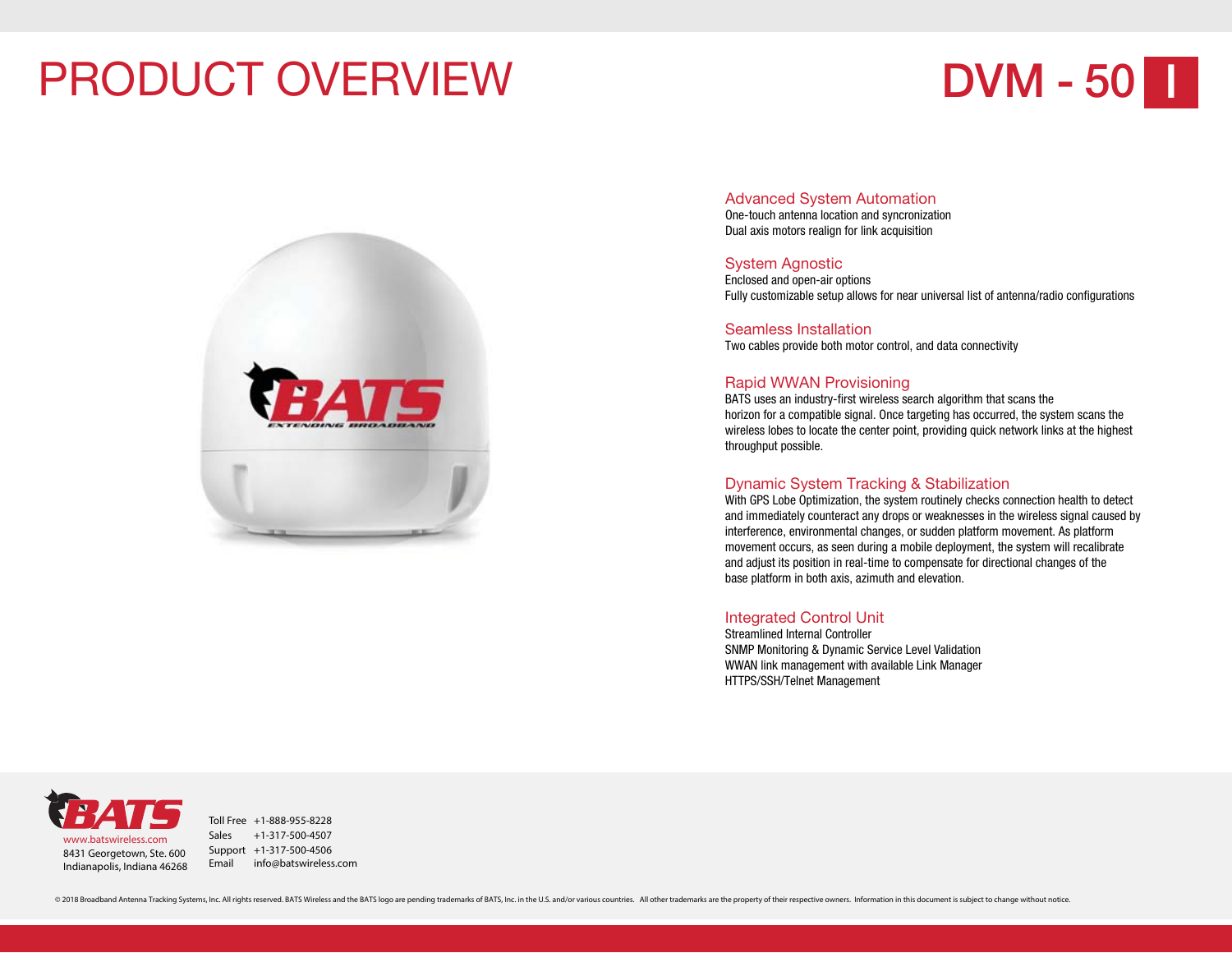# PRODUCT OVERVIEW

# DVM - 50

## Advanced System Automation

One-touch antenna location and syncronization
Dual axis motors realign for link acquisition

## System Agnostic

Enclosed and open-air options
Fully customizable setup allows for near universal list of antenna/radio configurations

## Seamless Installation

Two cables provide both motor control, and data connectivity

## Rapid WWAN Provisioning

BATS uses an industry-first wireless search algorithm that scans the horizon for a compatible signal. Once targeting has occurred, the system scans the wireless lobes to locate the center point, providing quick network links at the highest throughput possible.

## Dynamic System Tracking & Stabilization

With GPS Lobe Optimization, the system routinely checks connection health to detect and immediately counteract any drops or weaknesses in the wireless signal caused by interference, environmental changes, or sudden platform movement. As platform movement occurs, as seen during a mobile deployment, the system will recalibrate and adjust its position in real-time to compensate for directional changes of the base platform in both axis, azimuth and elevation.

## Integrated Control Unit

Streamlined Internal Controller
SNMP Monitoring & Dynamic Service Level Validation
WWAN link management with available Link Manager
HTTPS/SSH/Telnet Management

---

www.batswireless.com
8431 Georgetown, Ste. 600
Indianapolis, Indiana 46268

| | |
|---|---|
| Toll Free | +1-888-955-8228 |
| Sales | +1-317-500-4507 |
| Support | +1-317-500-4506 |
| Email | info@batswireless.com |

© 2018 Broadband Antenna Tracking Systems, Inc. All rights reserved. BATS Wireless and the BATS logo are pending trademarks of BATS, Inc. in the U.S. and/or various countries. All other trademarks are the property of their respective owners. Information in this document is subject to change without notice.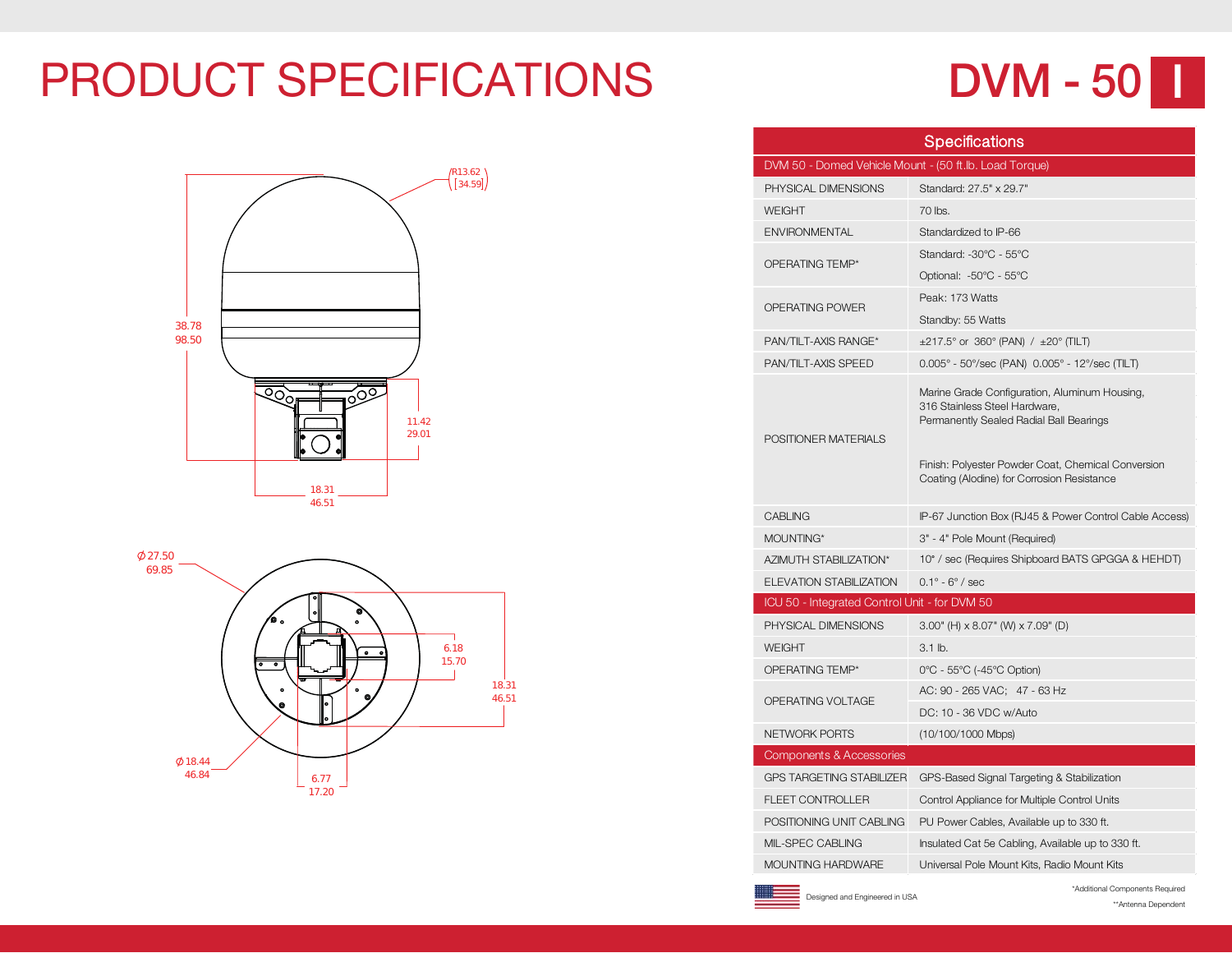# PRODUCT SPECIFICATIONS

# DVM - 50 I

R13.62
[34.59]

38.78
98.50

11.42
29.01

18.31
46.51

Ø 27.50
69.85

6.18
15.70

18.31
46.51

Ø 18.44
46.84

6.77
17.20

| Specifications | |
|---|---|
| **DVM 50 - Domed Vehicle Mount - (50 ft.lb. Load Torque)** | |
| PHYSICAL DIMENSIONS | Standard: 27.5" x 29.7" |
| WEIGHT | 70 lbs. |
| ENVIRONMENTAL | Standardized to IP-66 |
| OPERATING TEMP* | Standard: -30°C - 55°C<br>Optional: -50°C - 55°C |
| OPERATING POWER | Peak: 173 Watts<br>Standby: 55 Watts |
| PAN/TILT-AXIS RANGE* | ±217.5° or 360° (PAN) / ±20° (TILT) |
| PAN/TILT-AXIS SPEED | 0.005° - 50°/sec (PAN) 0.005° - 12°/sec (TILT) |
| POSITIONER MATERIALS | Marine Grade Configuration, Aluminum Housing, 316 Stainless Steel Hardware, Permanently Sealed Radial Ball Bearings<br><br>Finish: Polyester Powder Coat, Chemical Conversion Coating (Alodine) for Corrosion Resistance |
| CABLING | IP-67 Junction Box (RJ45 & Power Control Cable Access) |
| MOUNTING* | 3" - 4" Pole Mount (Required) |
| AZIMUTH STABILIZATION* | 10° / sec (Requires Shipboard BATS GPGGA & HEHDT) |
| ELEVATION STABILIZATION | 0.1° - 6° / sec |
| **ICU 50 - Integrated Control Unit - for DVM 50** | |
| PHYSICAL DIMENSIONS | 3.00" (H) x 8.07" (W) x 7.09" (D) |
| WEIGHT | 3.1 lb. |
| OPERATING TEMP* | 0°C - 55°C (-45°C Option) |
| OPERATING VOLTAGE | AC: 90 - 265 VAC; 47 - 63 Hz<br>DC: 10 - 36 VDC w/Auto |
| NETWORK PORTS | (10/100/1000 Mbps) |
| **Components & Accessories** | |
| GPS TARGETING STABILIZER | GPS-Based Signal Targeting & Stabilization |
| FLEET CONTROLLER | Control Appliance for Multiple Control Units |
| POSITIONING UNIT CABLING | PU Power Cables, Available up to 330 ft. |
| MIL-SPEC CABLING | Insulated Cat 5e Cabling, Available up to 330 ft. |
| MOUNTING HARDWARE | Universal Pole Mount Kits, Radio Mount Kits |

Designed and Engineered in USA

*Additional Components Required

**Antenna Dependent